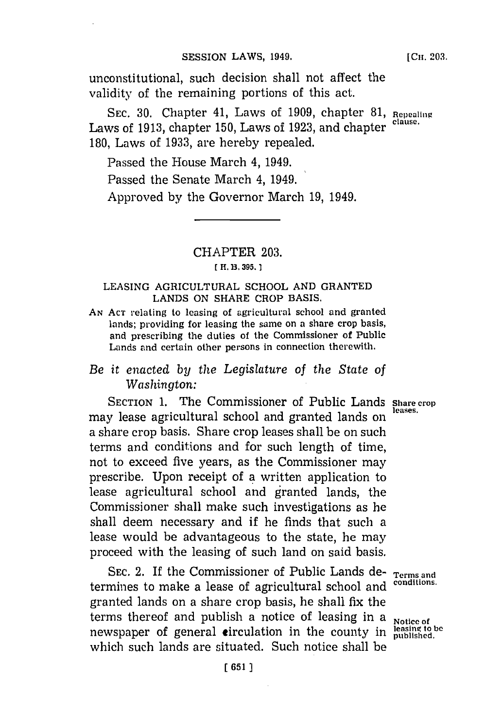unconstitutional, such decision shall not affect the validity of the remaining portions of this act.

SEC. 30. Chapter 41, Laws of 1909, chapter 81, Laws of 1913, chapter 150, Laws of 1923, and chapter 180, Laws of 1933, are hereby repealed.

Repealing clause.

Passed the House March 4, 1949.

Passed the Senate March 4, 1949.

Approved by the Governor March 19, 1949.

---

## CHAPTER 203.

[ H. B. 395. ]

### LEASING AGRICULTURAL SCHOOL AND GRANTED LANDS ON SHARE CROP BASIS.

AN ACT relating to leasing of agricultural school and granted lands; providing for leasing the same on a share crop basis, and prescribing the duties of the Commissioner of Public Lands and certain other persons in connection therewith.

*Be it enacted by the Legislature of the State of Washington:*

SECTION 1. The Commissioner of Public Lands may lease agricultural school and granted lands on a share crop basis. Share crop leases shall be on such terms and conditions and for such length of time, not to exceed five years, as the Commissioner may prescribe. Upon receipt of a written application to lease agricultural school and granted lands, the Commissioner shall make such investigations as he shall deem necessary and if he finds that such a lease would be advantageous to the state, he may proceed with the leasing of such land on said basis.

Share crop leases.

SEC. 2. If the Commissioner of Public Lands determines to make a lease of agricultural school and granted lands on a share crop basis, he shall fix the terms thereof and publish a notice of leasing in a newspaper of general circulation in the county in which such lands are situated. Such notice shall be

Terms and conditions.

Notice of leasing to be published.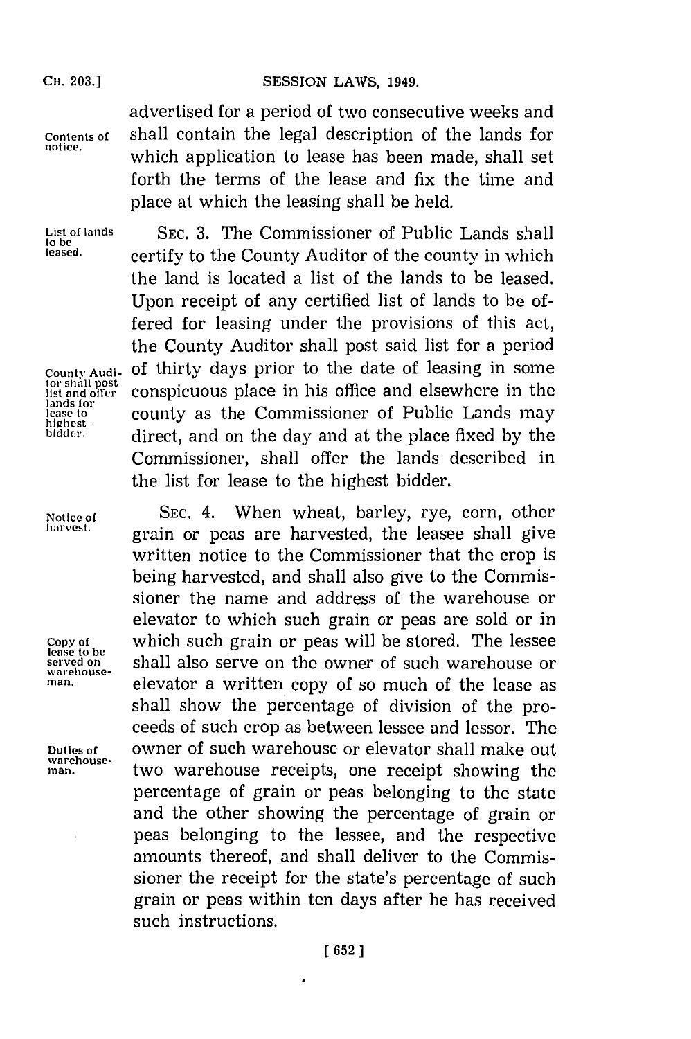advertised for a period of two consecutive weeks and shall contain the legal description of the lands for which application to lease has been made, shall set forth the terms of the lease and fix the time and place at which the leasing shall be held.

Contents of notice.

List of lands to be leased.

SEC. 3. The Commissioner of Public Lands shall certify to the County Auditor of the county in which the land is located a list of the lands to be leased. Upon receipt of any certified list of lands to be offered for leasing under the provisions of this act, the County Auditor shall post said list for a period of thirty days prior to the date of leasing in some conspicuous place in his office and elsewhere in the county as the Commissioner of Public Lands may direct, and on the day and at the place fixed by the Commissioner, shall offer the lands described in the list for lease to the highest bidder.

County Auditor shall post list and offer lands for lease to highest bidder.

Notice of harvest.

SEC. 4. When wheat, barley, rye, corn, other grain or peas are harvested, the leasee shall give written notice to the Commissioner that the crop is being harvested, and shall also give to the Commissioner the name and address of the warehouse or elevator to which such grain or peas are sold or in which such grain or peas will be stored. The lessee shall also serve on the owner of such warehouse or elevator a written copy of so much of the lease as shall show the percentage of division of the proceeds of such crop as between lessee and lessor. The owner of such warehouse or elevator shall make out two warehouse receipts, one receipt showing the percentage of grain or peas belonging to the state and the other showing the percentage of grain or peas belonging to the lessee, and the respective amounts thereof, and shall deliver to the Commissioner the receipt for the state's percentage of such grain or peas within ten days after he has received such instructions.

Copy of lease to be served on warehouseman.

Duties of warehouseman.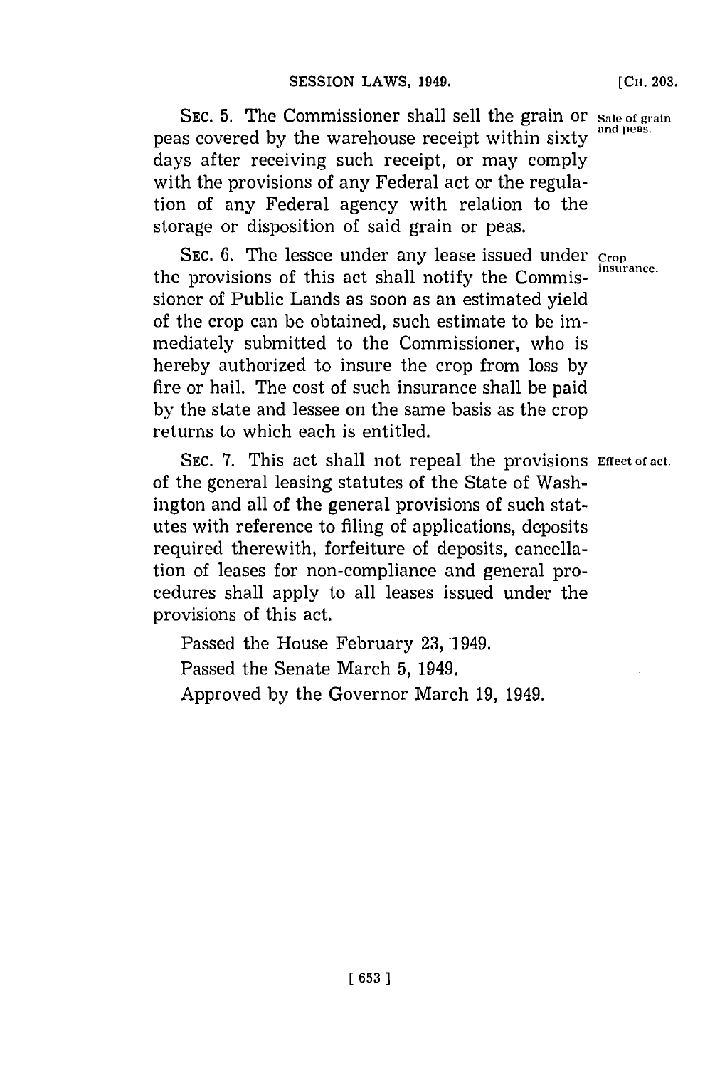SEC. 5. The Commissioner shall sell the grain or peas covered by the warehouse receipt within sixty days after receiving such receipt, or may comply with the provisions of any Federal act or the regulation of any Federal agency with relation to the storage or disposition of said grain or peas.

Sale of grain and peas.

SEC. 6. The lessee under any lease issued under the provisions of this act shall notify the Commissioner of Public Lands as soon as an estimated yield of the crop can be obtained, such estimate to be immediately submitted to the Commissioner, who is hereby authorized to insure the crop from loss by fire or hail. The cost of such insurance shall be paid by the state and lessee on the same basis as the crop returns to which each is entitled.

Crop insurance.

SEC. 7. This act shall not repeal the provisions of the general leasing statutes of the State of Washington and all of the general provisions of such statutes with reference to filing of applications, deposits required therewith, forfeiture of deposits, cancellation of leases for non-compliance and general procedures shall apply to all leases issued under the provisions of this act.

Effect of act.

Passed the House February 23, 1949.

Passed the Senate March 5, 1949.

Approved by the Governor March 19, 1949.